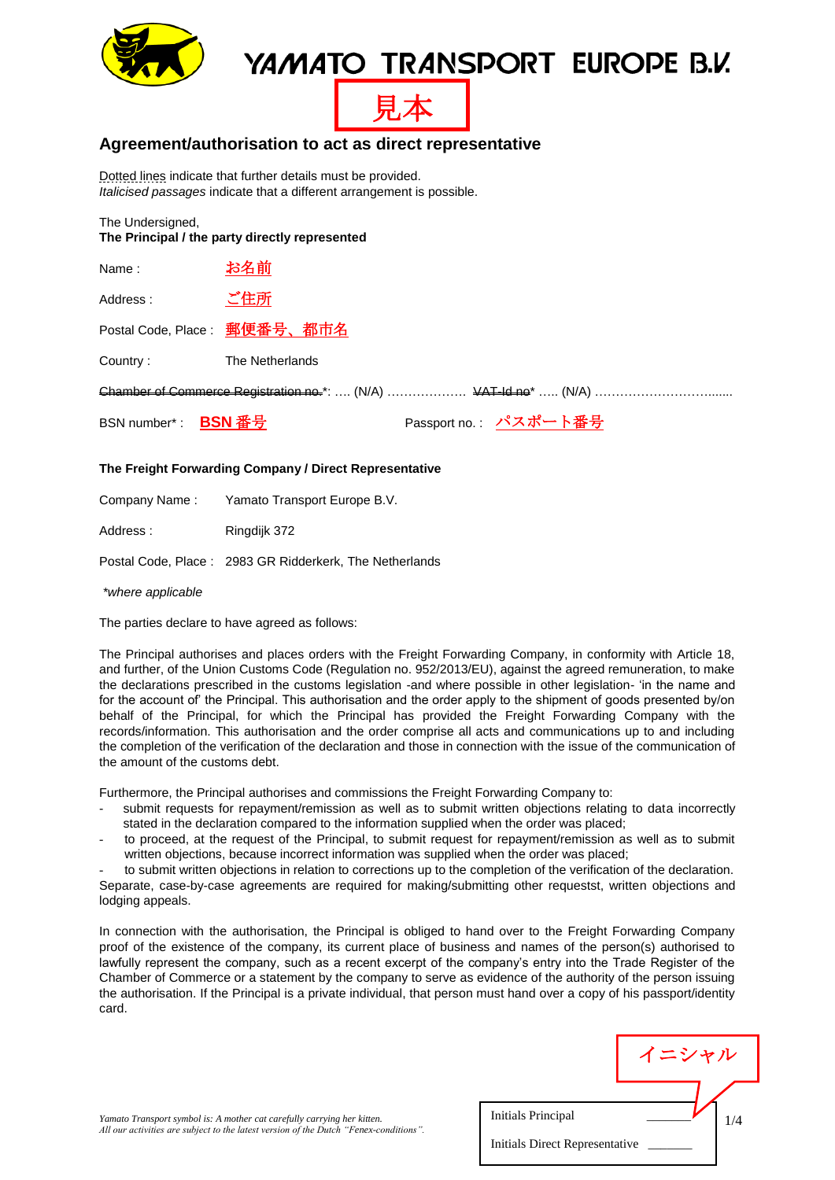# YAMATO TRANSPORT EUROPE B.V.

見本

## Agreement/authorisation to act as direct representative

Dotted lines indicate that further details must be provided.
*Italicised passages* indicate that a different arrangement is possible.

The Undersigned,
**The Principal / the party directly represented**

Name : お名前

Address : ご住所

Postal Code, Place : 郵便番号、都市名

Country : The Netherlands

~~Chamber of Commerce Registration no.~~*: .... (N/A) .................. ~~VAT-Id no~~* ..... (N/A) ..............................

BSN number* : **BSN 番号** Passport no. : パスポート番号

**The Freight Forwarding Company / Direct Representative**

Company Name : Yamato Transport Europe B.V.

Address : Ringdijk 372

Postal Code, Place : 2983 GR Ridderkerk, The Netherlands

*\*where applicable*

The parties declare to have agreed as follows:

The Principal authorises and places orders with the Freight Forwarding Company, in conformity with Article 18, and further, of the Union Customs Code (Regulation no. 952/2013/EU), against the agreed remuneration, to make the declarations prescribed in the customs legislation -and where possible in other legislation- 'in the name and for the account of' the Principal. This authorisation and the order apply to the shipment of goods presented by/on behalf of the Principal, for which the Principal has provided the Freight Forwarding Company with the records/information. This authorisation and the order comprise all acts and communications up to and including the completion of the verification of the declaration and those in connection with the issue of the communication of the amount of the customs debt.

Furthermore, the Principal authorises and commissions the Freight Forwarding Company to:

- submit requests for repayment/remission as well as to submit written objections relating to data incorrectly stated in the declaration compared to the information supplied when the order was placed;
- to proceed, at the request of the Principal, to submit request for repayment/remission as well as to submit written objections, because incorrect information was supplied when the order was placed;
- to submit written objections in relation to corrections up to the completion of the verification of the declaration.

Separate, case-by-case agreements are required for making/submitting other requestst, written objections and lodging appeals.

In connection with the authorisation, the Principal is obliged to hand over to the Freight Forwarding Company proof of the existence of the company, its current place of business and names of the person(s) authorised to lawfully represent the company, such as a recent excerpt of the company's entry into the Trade Register of the Chamber of Commerce or a statement by the company to serve as evidence of the authority of the person issuing the authorisation. If the Principal is a private individual, that person must hand over a copy of his passport/identity card.

*Yamato Transport symbol is: A mother cat carefully carrying her kitten.*
*All our activities are subject to the latest version of the Dutch "Fenex-conditions".*

イニシャル

Initials Principal _______

Initials Direct Representative _______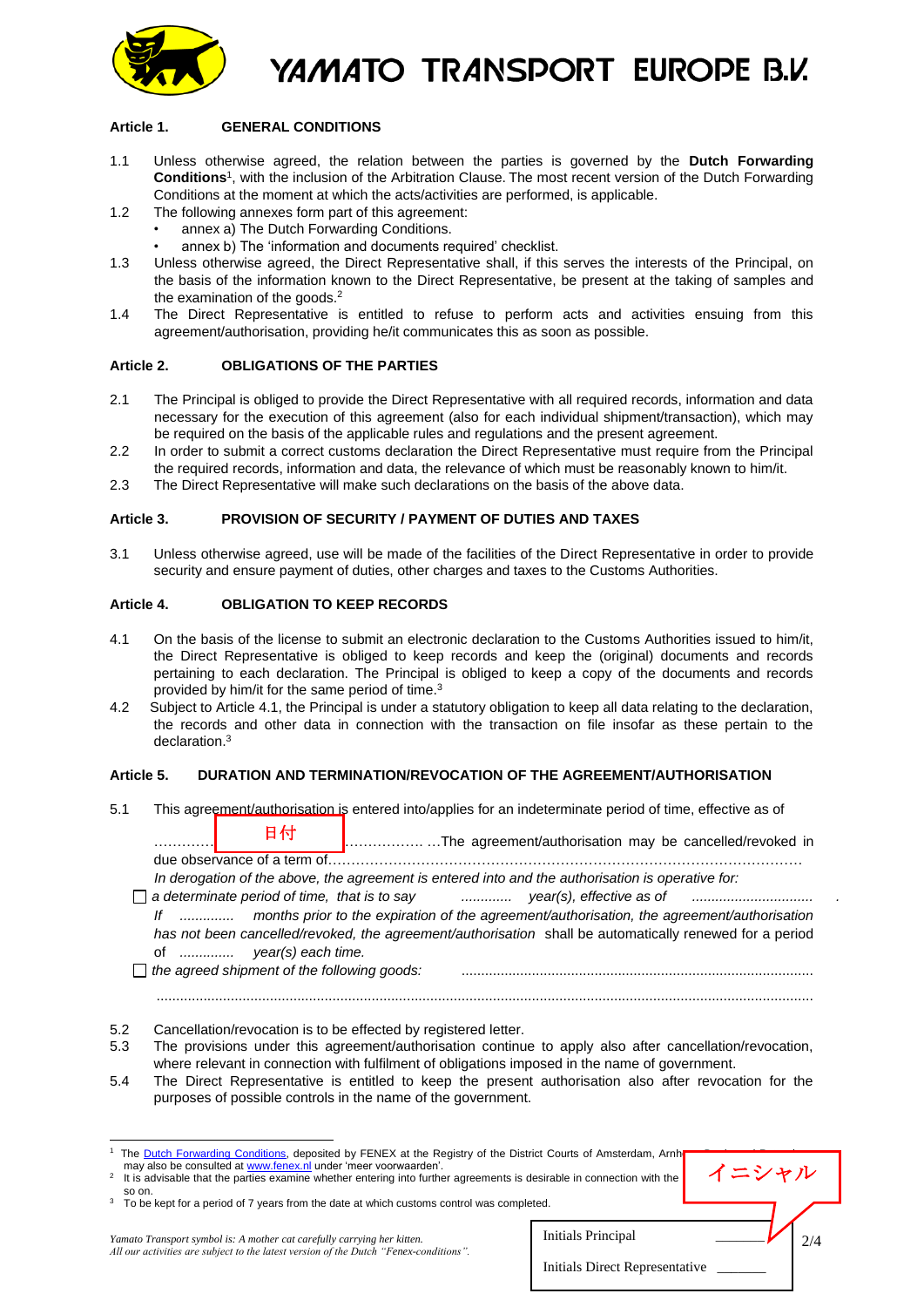# YAMATO TRANSPORT EUROPE B.V.

## Article 1. GENERAL CONDITIONS

1.1 Unless otherwise agreed, the relation between the parties is governed by the **Dutch Forwarding Conditions**[1], with the inclusion of the Arbitration Clause. The most recent version of the Dutch Forwarding Conditions at the moment at which the acts/activities are performed, is applicable.

1.2 The following annexes form part of this agreement:
- annex a) The Dutch Forwarding Conditions.
- annex b) The 'information and documents required' checklist.

1.3 Unless otherwise agreed, the Direct Representative shall, if this serves the interests of the Principal, on the basis of the information known to the Direct Representative, be present at the taking of samples and the examination of the goods.[2]

1.4 The Direct Representative is entitled to refuse to perform acts and activities ensuing from this agreement/authorisation, providing he/it communicates this as soon as possible.

## Article 2. OBLIGATIONS OF THE PARTIES

2.1 The Principal is obliged to provide the Direct Representative with all required records, information and data necessary for the execution of this agreement (also for each individual shipment/transaction), which may be required on the basis of the applicable rules and regulations and the present agreement.

2.2 In order to submit a correct customs declaration the Direct Representative must require from the Principal the required records, information and data, the relevance of which must be reasonably known to him/it.

2.3 The Direct Representative will make such declarations on the basis of the above data.

## Article 3. PROVISION OF SECURITY / PAYMENT OF DUTIES AND TAXES

3.1 Unless otherwise agreed, use will be made of the facilities of the Direct Representative in order to provide security and ensure payment of duties, other charges and taxes to the Customs Authorities.

## Article 4. OBLIGATION TO KEEP RECORDS

4.1 On the basis of the license to submit an electronic declaration to the Customs Authorities issued to him/it, the Direct Representative is obliged to keep records and keep the (original) documents and records pertaining to each declaration. The Principal is obliged to keep a copy of the documents and records provided by him/it for the same period of time.[3]

4.2 Subject to Article 4.1, the Principal is under a statutory obligation to keep all data relating to the declaration, the records and other data in connection with the transaction on file insofar as these pertain to the declaration.[3]

## Article 5. DURATION AND TERMINATION/REVOCATION OF THE AGREEMENT/AUTHORISATION

5.1 This agreement/authorisation is entered into/applies for an indeterminate period of time, effective as of ………… 日付 ……………… …The agreement/authorisation may be cancelled/revoked in due observance of a term of………………………………………………………………………………………

*In derogation of the above, the agreement is entered into and the authorisation is operative for:*

☐ *a determinate period of time, that is to say ............. year(s), effective as of ..............................*
*If .............. months prior to the expiration of the agreement/authorisation, the agreement/authorisation has not been cancelled/revoked, the agreement/authorisation shall be automatically renewed for a period of ............. year(s) each time.*

☐ *the agreed shipment of the following goods:* ..........................................................................................
..........................................................................................................................................................................

5.2 Cancellation/revocation is to be effected by registered letter.

5.3 The provisions under this agreement/authorisation continue to apply also after cancellation/revocation, where relevant in connection with fulfilment of obligations imposed in the name of government.

5.4 The Direct Representative is entitled to keep the present authorisation also after revocation for the purposes of possible controls in the name of the government.

---

[1] The Dutch Forwarding Conditions, deposited by FENEX at the Registry of the District Courts of Amsterdam, Arnh… may also be consulted at www.fenex.nl under 'meer voorwaarden'.

[2] It is advisable that the parties examine whether entering into further agreements is desirable in connection with the … so on.

[3] To be kept for a period of 7 years from the date at which customs control was completed.

*Yamato Transport symbol is: A mother cat carefully carrying her kitten.*
*All our activities are subject to the latest version of the Dutch "Fenex-conditions".*

イニシャル

Initials Principal _______

Initials Direct Representative _______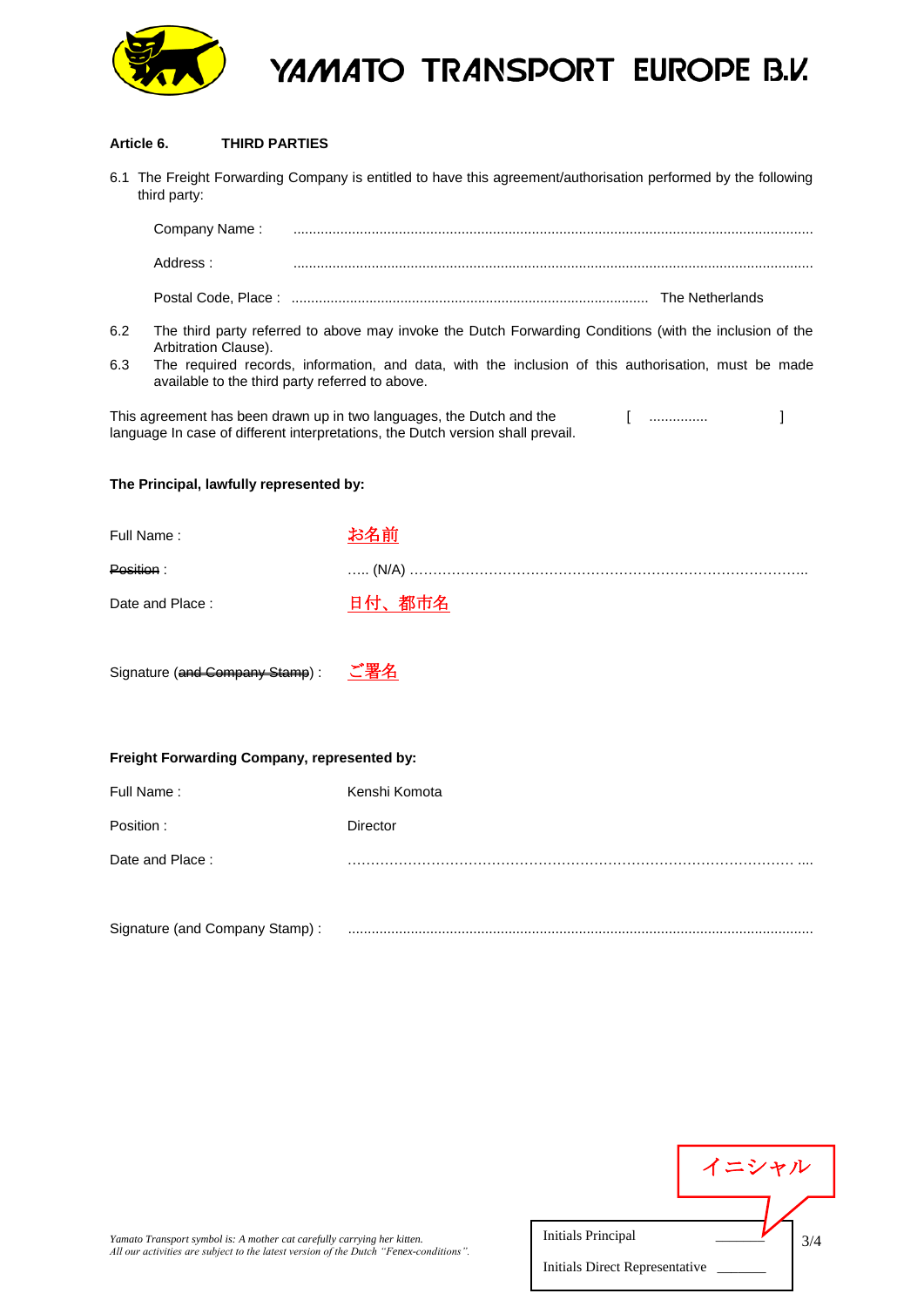YAMATO TRANSPORT EUROPE B.V.

**Article 6. THIRD PARTIES**

6.1 The Freight Forwarding Company is entitled to have this agreement/authorisation performed by the following third party:

Company Name : .......................................................................................................................................

Address : .......................................................................................................................................

Postal Code, Place : .......................................................................................... The Netherlands

6.2 The third party referred to above may invoke the Dutch Forwarding Conditions (with the inclusion of the Arbitration Clause).

6.3 The required records, information, and data, with the inclusion of this authorisation, must be made available to the third party referred to above.

This agreement has been drawn up in two languages, the Dutch and the [ .............. ] language In case of different interpretations, the Dutch version shall prevail.

**The Principal, lawfully represented by:**

Full Name : お名前

~~Position~~ : ..... (N/A) ...........................................................................................

Date and Place : 日付、都市名

Signature (~~and Company Stamp~~) : ご署名

**Freight Forwarding Company, represented by:**

Full Name : Kenshi Komota

Position : Director

Date and Place : .........................................................................................................

Signature (and Company Stamp) : .......................................................................................................

イニシャル

Initials Principal _______

Initials Direct Representative _______

*Yamato Transport symbol is: A mother cat carefully carrying her kitten.*
*All our activities are subject to the latest version of the Dutch "Fenex-conditions".*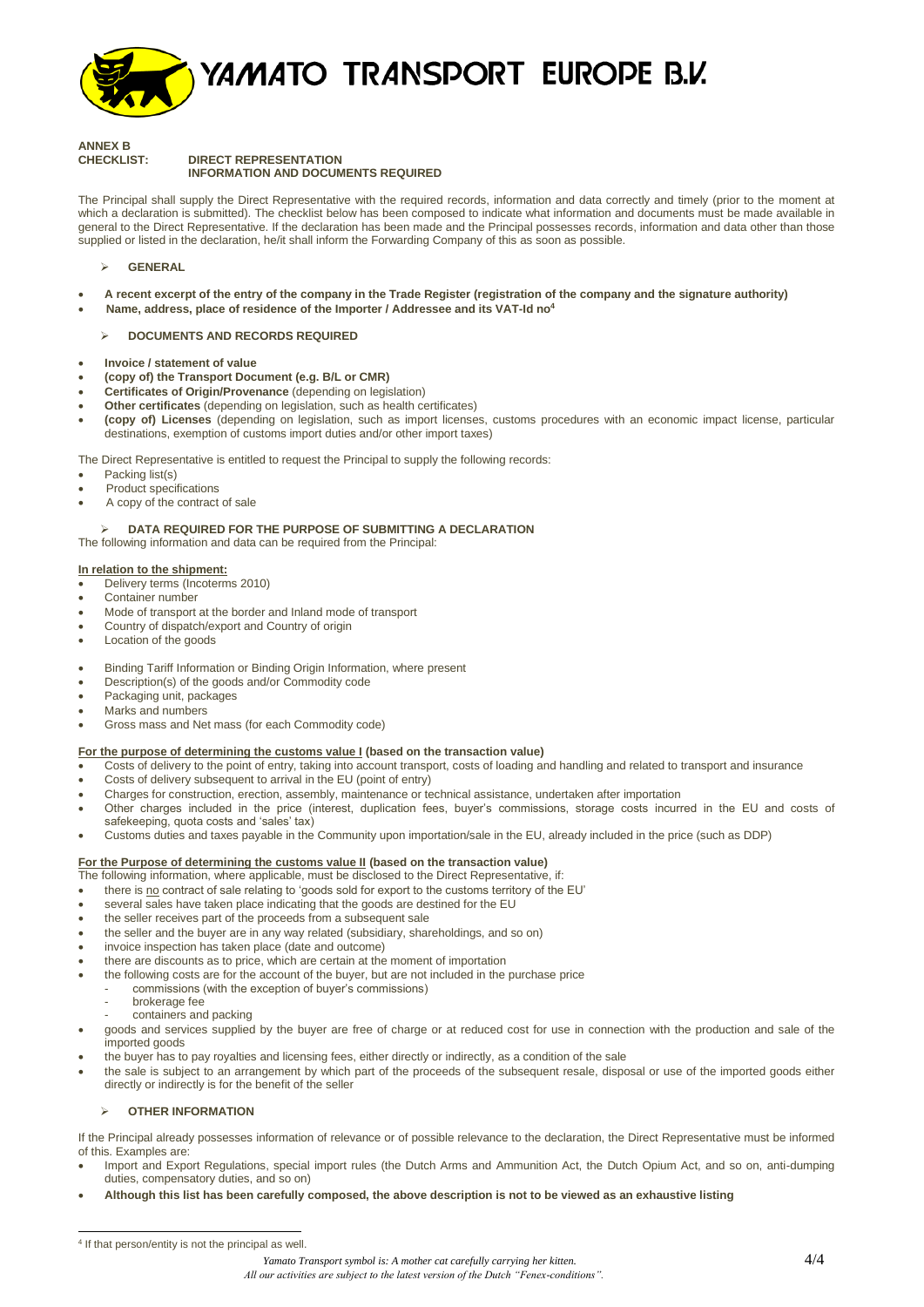# YAMATO TRANSPORT EUROPE B.V.

**ANNEX B**
**CHECKLIST: DIRECT REPRESENTATION**
**INFORMATION AND DOCUMENTS REQUIRED**

The Principal shall supply the Direct Representative with the required records, information and data correctly and timely (prior to the moment at which a declaration is submitted). The checklist below has been composed to indicate what information and documents must be made available in general to the Direct Representative. If the declaration has been made and the Principal possesses records, information and data other than those supplied or listed in the declaration, he/it shall inform the Forwarding Company of this as soon as possible.

- **GENERAL**

- **A recent excerpt of the entry of the company in the Trade Register (registration of the company and the signature authority)**
- **Name, address, place of residence of the Importer / Addressee and its VAT-Id no**[4]

- **DOCUMENTS AND RECORDS REQUIRED**

- **Invoice / statement of value**
- **(copy of) the Transport Document (e.g. B/L or CMR)**
- **Certificates of Origin/Provenance** (depending on legislation)
- **Other certificates** (depending on legislation, such as health certificates)
- **(copy of) Licenses** (depending on legislation, such as import licenses, customs procedures with an economic impact license, particular destinations, exemption of customs import duties and/or other import taxes)

The Direct Representative is entitled to request the Principal to supply the following records:

- Packing list(s)
- Product specifications
- A copy of the contract of sale

- **DATA REQUIRED FOR THE PURPOSE OF SUBMITTING A DECLARATION**

The following information and data can be required from the Principal:

**In relation to the shipment:**

- Delivery terms (Incoterms 2010)
- Container number
- Mode of transport at the border and Inland mode of transport
- Country of dispatch/export and Country of origin
- Location of the goods

- Binding Tariff Information or Binding Origin Information, where present
- Description(s) of the goods and/or Commodity code
- Packaging unit, packages
- Marks and numbers
- Gross mass and Net mass (for each Commodity code)

**For the purpose of determining the customs value I (based on the transaction value)**

- Costs of delivery to the point of entry, taking into account transport, costs of loading and handling and related to transport and insurance
- Costs of delivery subsequent to arrival in the EU (point of entry)
- Charges for construction, erection, assembly, maintenance or technical assistance, undertaken after importation
- Other charges included in the price (interest, duplication fees, buyer's commissions, storage costs incurred in the EU and costs of safekeeping, quota costs and 'sales' tax)
- Customs duties and taxes payable in the Community upon importation/sale in the EU, already included in the price (such as DDP)

**For the Purpose of determining the customs value II (based on the transaction value)**

The following information, where applicable, must be disclosed to the Direct Representative, if:

- there is no contract of sale relating to 'goods sold for export to the customs territory of the EU'
- several sales have taken place indicating that the goods are destined for the EU
- the seller receives part of the proceeds from a subsequent sale
- the seller and the buyer are in any way related (subsidiary, shareholdings, and so on)
- invoice inspection has taken place (date and outcome)
- there are discounts as to price, which are certain at the moment of importation
- the following costs are for the account of the buyer, but are not included in the purchase price
  - commissions (with the exception of buyer's commissions)
  - brokerage fee
  - containers and packing
- goods and services supplied by the buyer are free of charge or at reduced cost for use in connection with the production and sale of the imported goods
- the buyer has to pay royalties and licensing fees, either directly or indirectly, as a condition of the sale
- the sale is subject to an arrangement by which part of the proceeds of the subsequent resale, disposal or use of the imported goods either directly or indirectly is for the benefit of the seller

- **OTHER INFORMATION**

If the Principal already possesses information of relevance or of possible relevance to the declaration, the Direct Representative must be informed of this. Examples are:

- Import and Export Regulations, special import rules (the Dutch Arms and Ammunition Act, the Dutch Opium Act, and so on, anti-dumping duties, compensatory duties, and so on)
- **Although this list has been carefully composed, the above description is not to be viewed as an exhaustive listing**

[4] If that person/entity is not the principal as well.

*Yamato Transport symbol is: A mother cat carefully carrying her kitten.*
*All our activities are subject to the latest version of the Dutch "Fenex-conditions".*